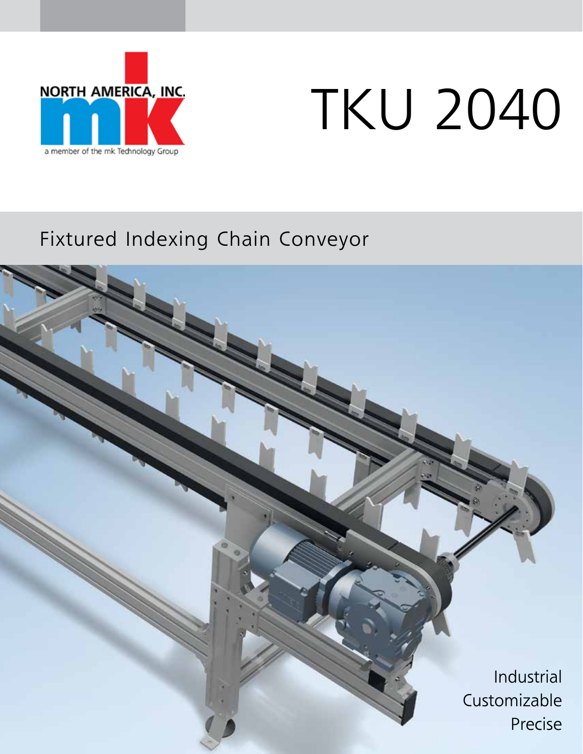NORTH AMERICA, INC.

a member of the mk Technology Group

# TKU 2040

## Fixtured Indexing Chain Conveyor

Industrial
Customizable
Precise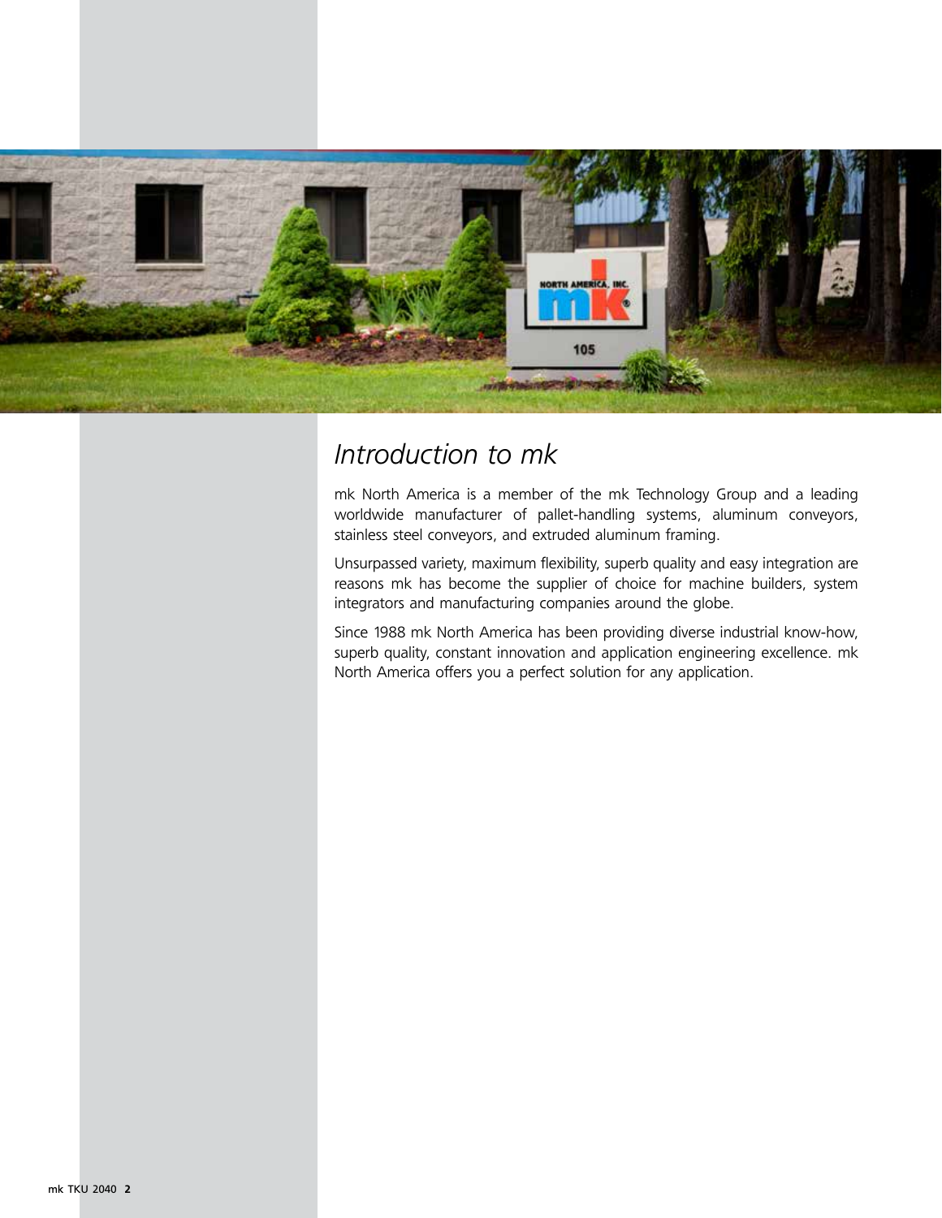# *Introduction to mk*

mk North America is a member of the mk Technology Group and a leading worldwide manufacturer of pallet-handling systems, aluminum conveyors, stainless steel conveyors, and extruded aluminum framing.

Unsurpassed variety, maximum flexibility, superb quality and easy integration are reasons mk has become the supplier of choice for machine builders, system integrators and manufacturing companies around the globe.

Since 1988 mk North America has been providing diverse industrial know-how, superb quality, constant innovation and application engineering excellence. mk North America offers you a perfect solution for any application.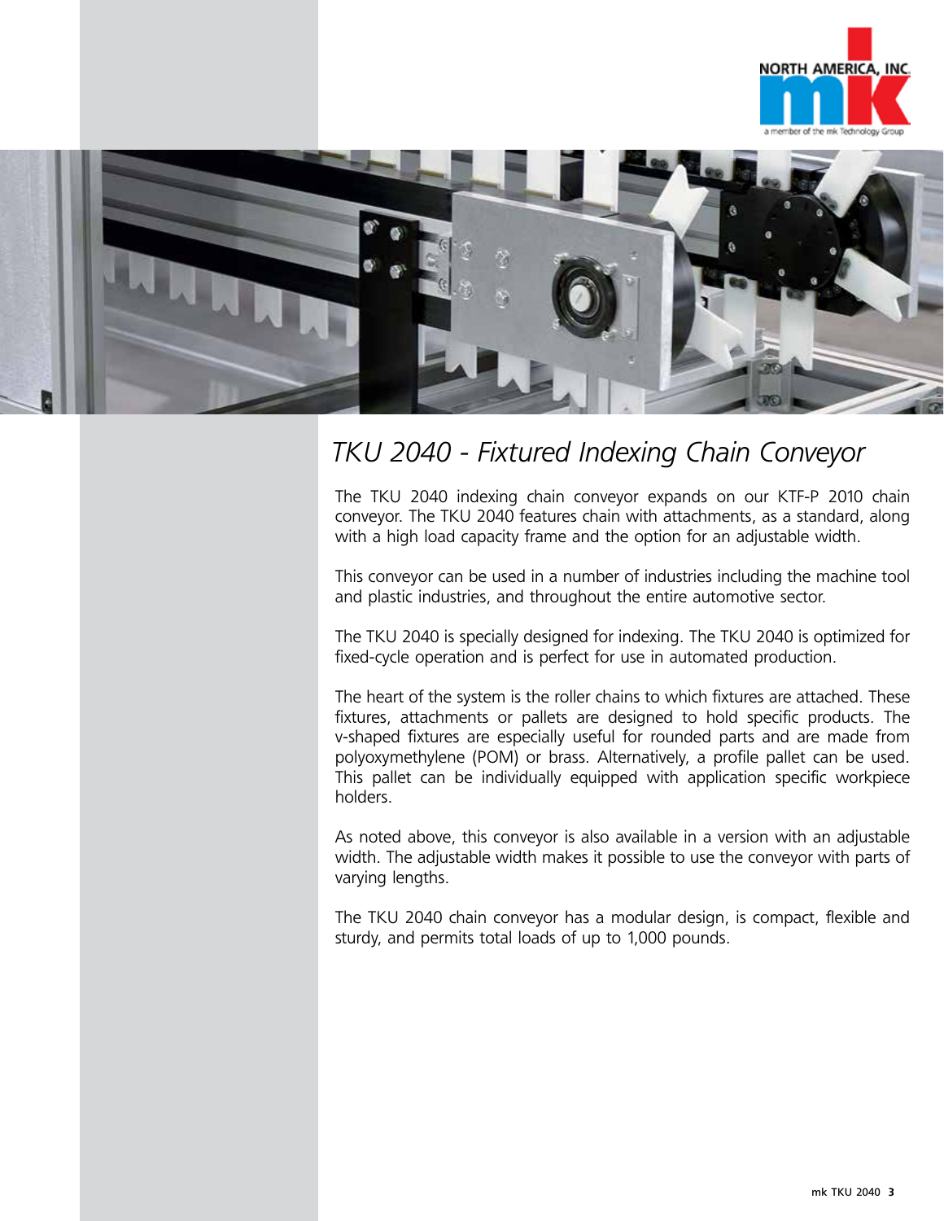# TKU 2040 - Fixtured Indexing Chain Conveyor

The TKU 2040 indexing chain conveyor expands on our KTF-P 2010 chain conveyor. The TKU 2040 features chain with attachments, as a standard, along with a high load capacity frame and the option for an adjustable width.

This conveyor can be used in a number of industries including the machine tool and plastic industries, and throughout the entire automotive sector.

The TKU 2040 is specially designed for indexing. The TKU 2040 is optimized for fixed-cycle operation and is perfect for use in automated production.

The heart of the system is the roller chains to which fixtures are attached. These fixtures, attachments or pallets are designed to hold specific products. The v-shaped fixtures are especially useful for rounded parts and are made from polyoxymethylene (POM) or brass. Alternatively, a profile pallet can be used. This pallet can be individually equipped with application specific workpiece holders.

As noted above, this conveyor is also available in a version with an adjustable width. The adjustable width makes it possible to use the conveyor with parts of varying lengths.

The TKU 2040 chain conveyor has a modular design, is compact, flexible and sturdy, and permits total loads of up to 1,000 pounds.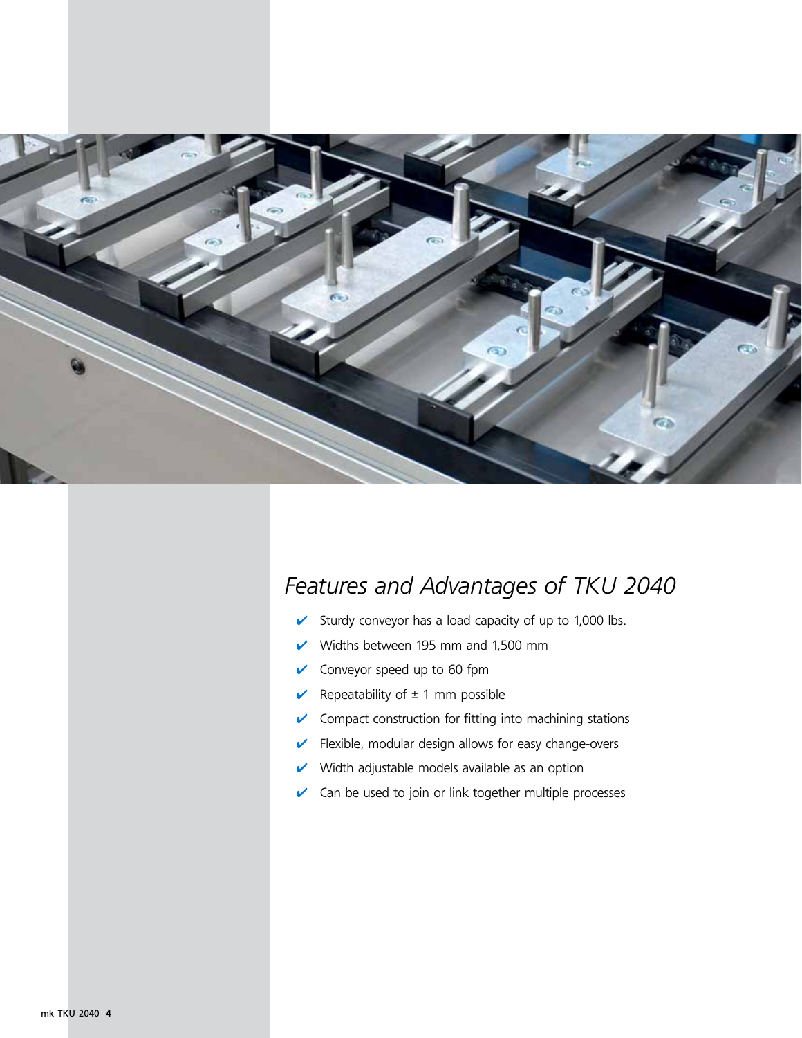## *Features and Advantages of TKU 2040*

- ✔ Sturdy conveyor has a load capacity of up to 1,000 lbs.
- ✔ Widths between 195 mm and 1,500 mm
- ✔ Conveyor speed up to 60 fpm
- ✔ Repeatability of ± 1 mm possible
- ✔ Compact construction for fitting into machining stations
- ✔ Flexible, modular design allows for easy change-overs
- ✔ Width adjustable models available as an option
- ✔ Can be used to join or link together multiple processes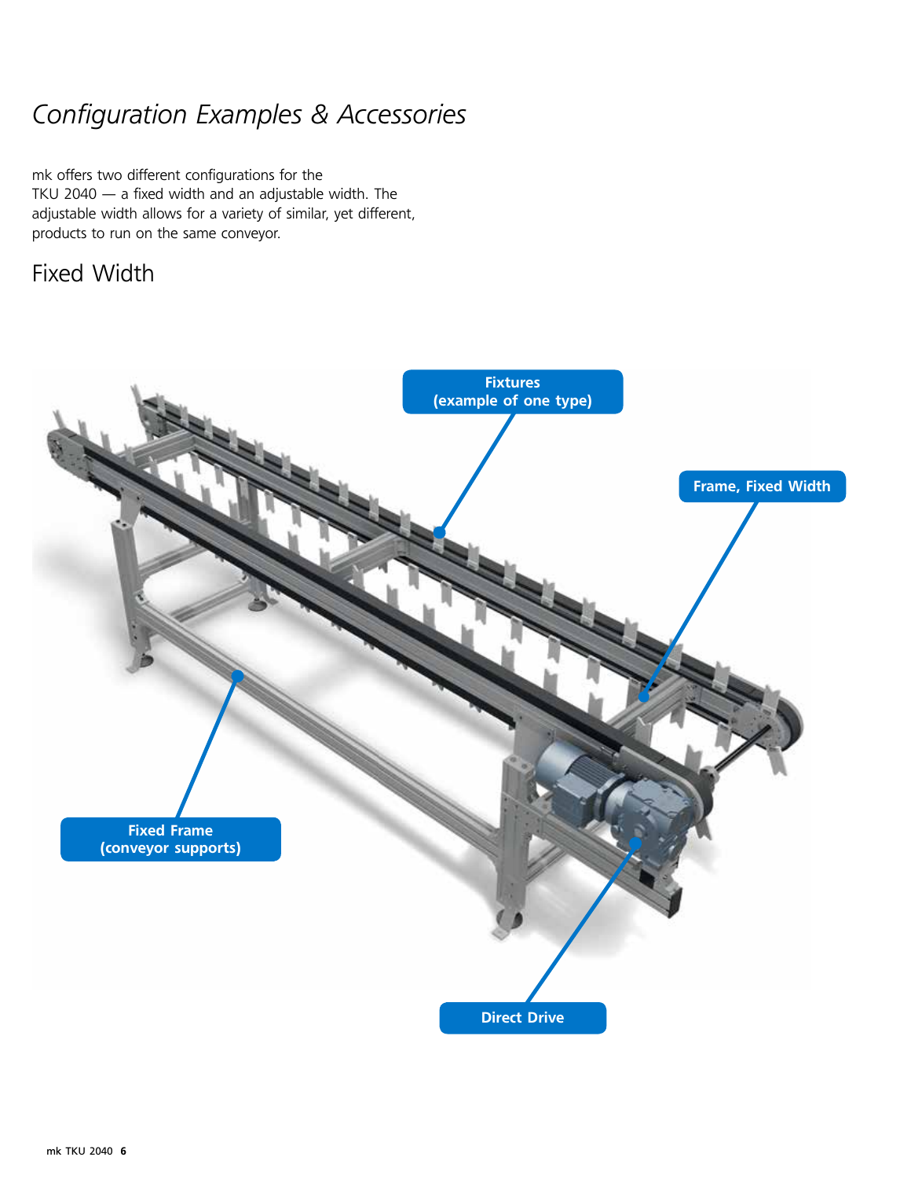# *Configuration Examples & Accessories*

mk offers two different configurations for the TKU 2040 — a fixed width and an adjustable width. The adjustable width allows for a variety of similar, yet different, products to run on the same conveyor.

## Fixed Width

**Fixtures (example of one type)**

**Frame, Fixed Width**

**Fixed Frame (conveyor supports)**

**Direct Drive**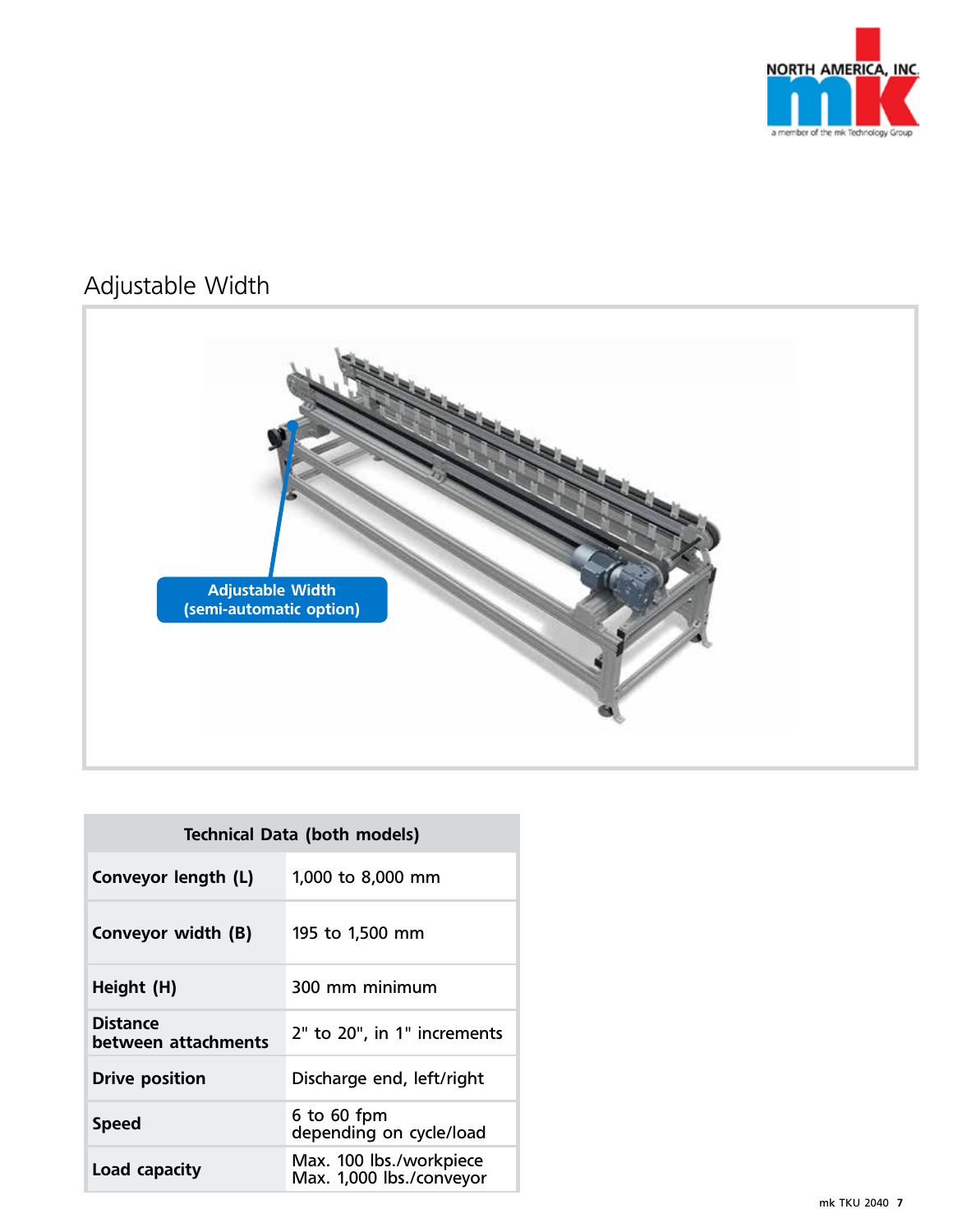## Adjustable Width

Adjustable Width (semi-automatic option)

| Technical Data (both models) | |
|---|---|
| **Conveyor length (L)** | 1,000 to 8,000 mm |
| **Conveyor width (B)** | 195 to 1,500 mm |
| **Height (H)** | 300 mm minimum |
| **Distance between attachments** | 2" to 20", in 1" increments |
| **Drive position** | Discharge end, left/right |
| **Speed** | 6 to 60 fpm depending on cycle/load |
| **Load capacity** | Max. 100 lbs./workpiece Max. 1,000 lbs./conveyor |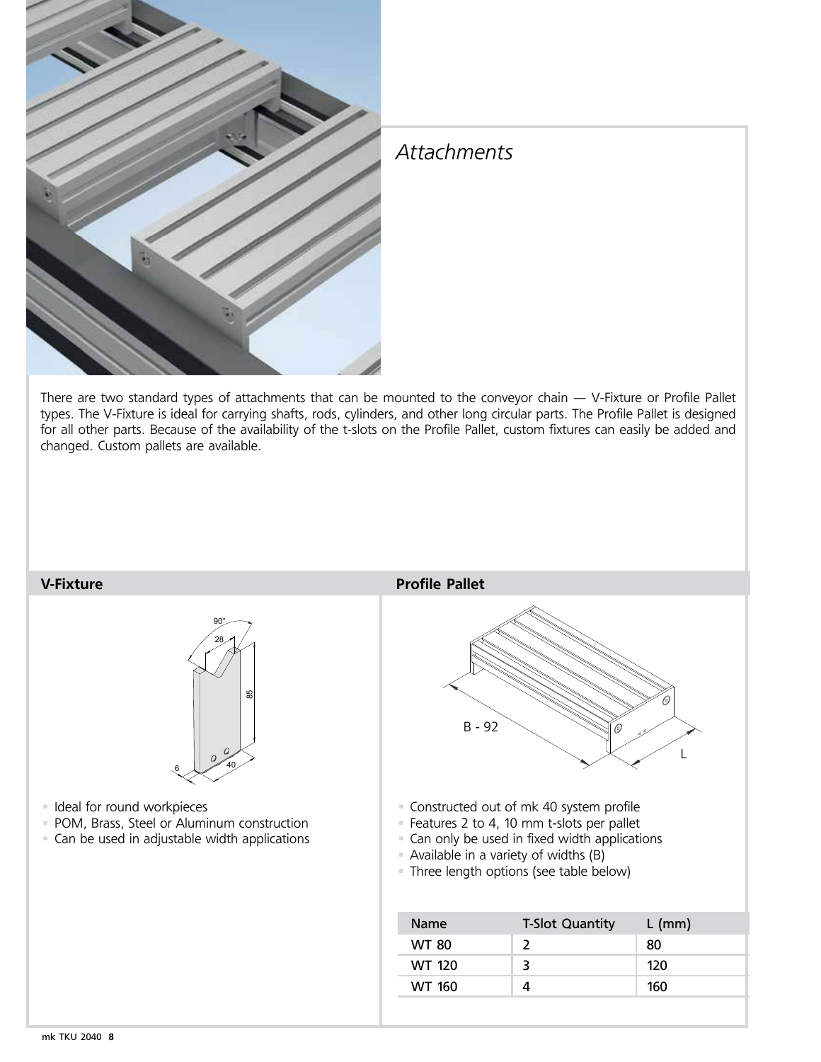# *Attachments*

There are two standard types of attachments that can be mounted to the conveyor chain — V-Fixture or Profile Pallet types. The V-Fixture is ideal for carrying shafts, rods, cylinders, and other long circular parts. The Profile Pallet is designed for all other parts. Because of the availability of the t-slots on the Profile Pallet, custom fixtures can easily be added and changed. Custom pallets are available.

## V-Fixture

- Ideal for round workpieces
- POM, Brass, Steel or Aluminum construction
- Can be used in adjustable width applications

## Profile Pallet

- Constructed out of mk 40 system profile
- Features 2 to 4, 10 mm t-slots per pallet
- Can only be used in fixed width applications
- Available in a variety of widths (B)
- Three length options (see table below)

| Name | T-Slot Quantity | L (mm) |
|---|---|---|
| WT 80 | 2 | 80 |
| WT 120 | 3 | 120 |
| WT 160 | 4 | 160 |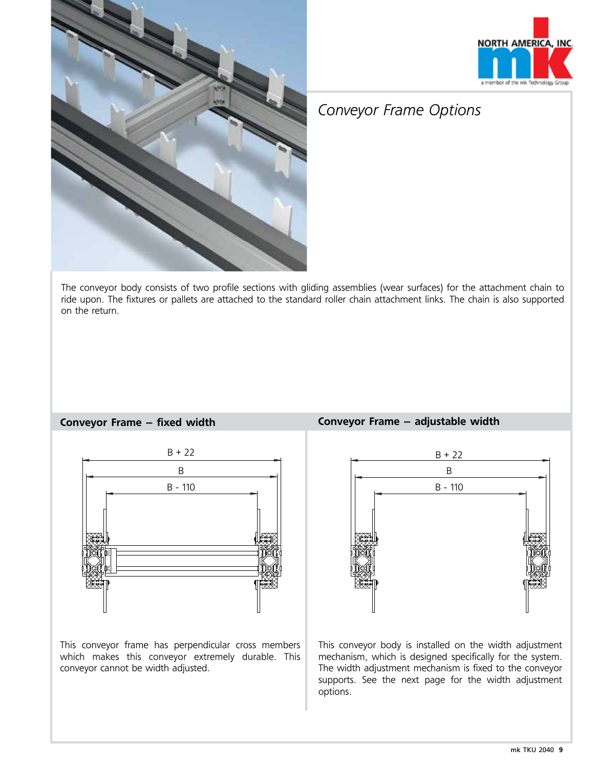# Conveyor Frame Options

The conveyor body consists of two profile sections with gliding assemblies (wear surfaces) for the attachment chain to ride upon. The fixtures or pallets are attached to the standard roller chain attachment links. The chain is also supported on the return.

## Conveyor Frame – fixed width

B + 22

B

B - 110

This conveyor frame has perpendicular cross members which makes this conveyor extremely durable. This conveyor cannot be width adjusted.

## Conveyor Frame – adjustable width

B + 22

B

B - 110

This conveyor body is installed on the width adjustment mechanism, which is designed specifically for the system. The width adjustment mechanism is fixed to the conveyor supports. See the next page for the width adjustment options.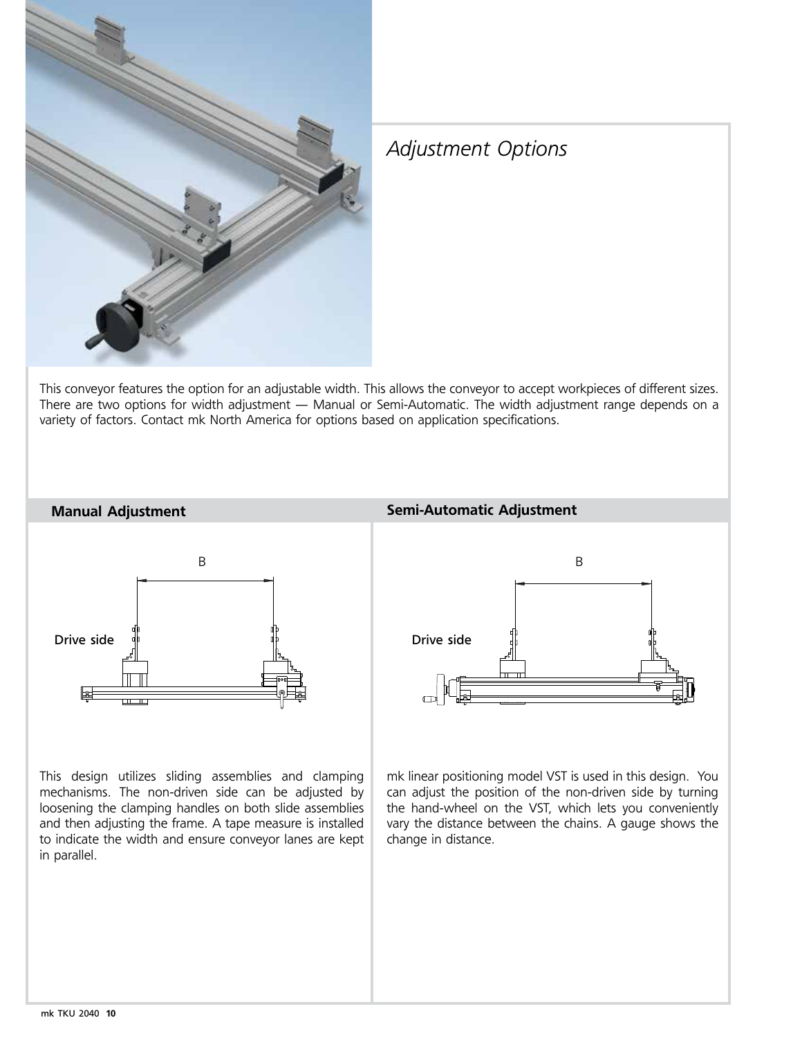# *Adjustment Options*

This conveyor features the option for an adjustable width. This allows the conveyor to accept workpieces of different sizes. There are two options for width adjustment — Manual or Semi-Automatic. The width adjustment range depends on a variety of factors. Contact mk North America for options based on application specifications.

## Manual Adjustment

B

Drive side

This design utilizes sliding assemblies and clamping mechanisms. The non-driven side can be adjusted by loosening the clamping handles on both slide assemblies and then adjusting the frame. A tape measure is installed to indicate the width and ensure conveyor lanes are kept in parallel.

## Semi-Automatic Adjustment

B

Drive side

mk linear positioning model VST is used in this design. You can adjust the position of the non-driven side by turning the hand-wheel on the VST, which lets you conveniently vary the distance between the chains. A gauge shows the change in distance.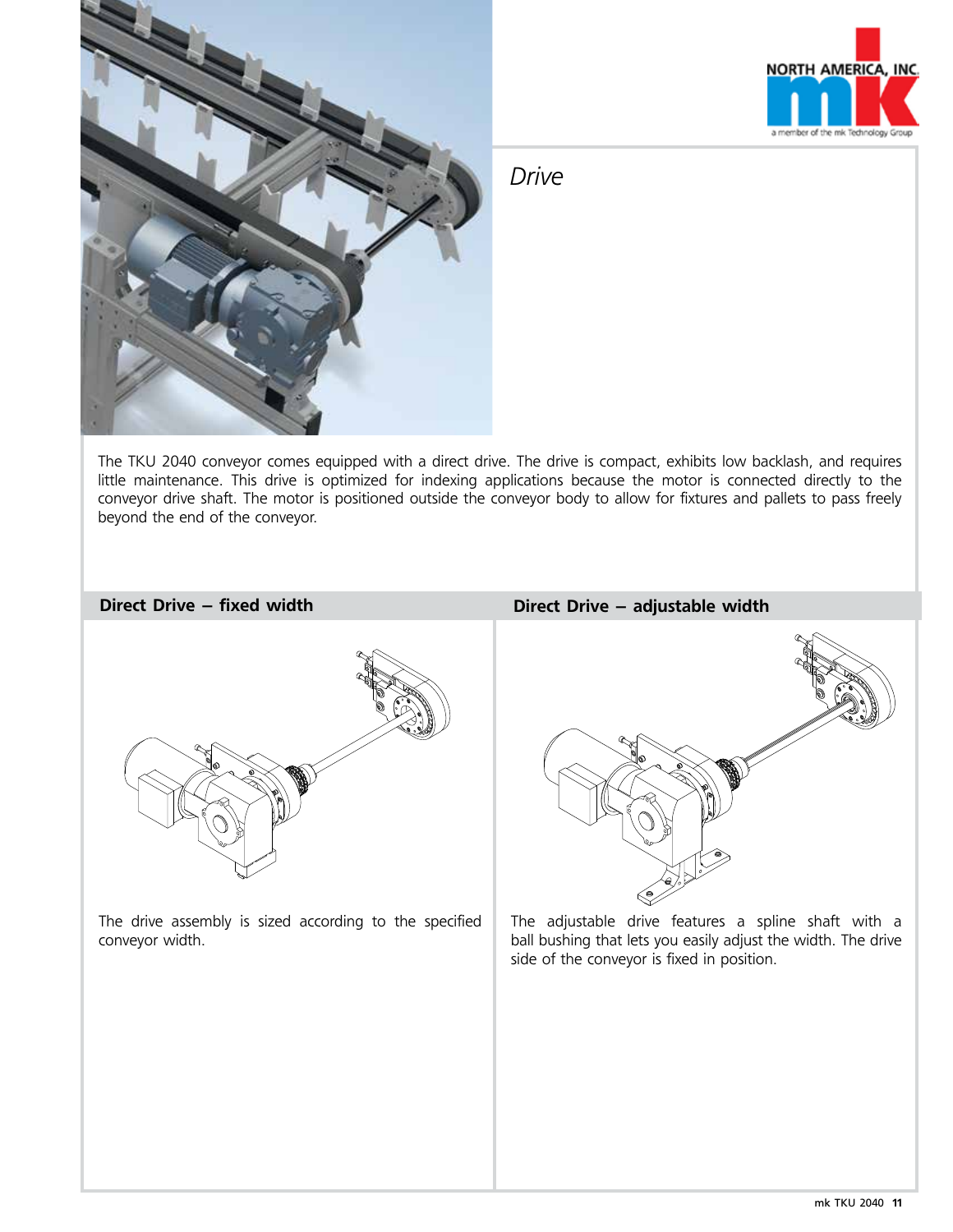# Drive

The TKU 2040 conveyor comes equipped with a direct drive. The drive is compact, exhibits low backlash, and requires little maintenance. This drive is optimized for indexing applications because the motor is connected directly to the conveyor drive shaft. The motor is positioned outside the conveyor body to allow for fixtures and pallets to pass freely beyond the end of the conveyor.

## Direct Drive – fixed width

The drive assembly is sized according to the specified conveyor width.

## Direct Drive – adjustable width

The adjustable drive features a spline shaft with a ball bushing that lets you easily adjust the width. The drive side of the conveyor is fixed in position.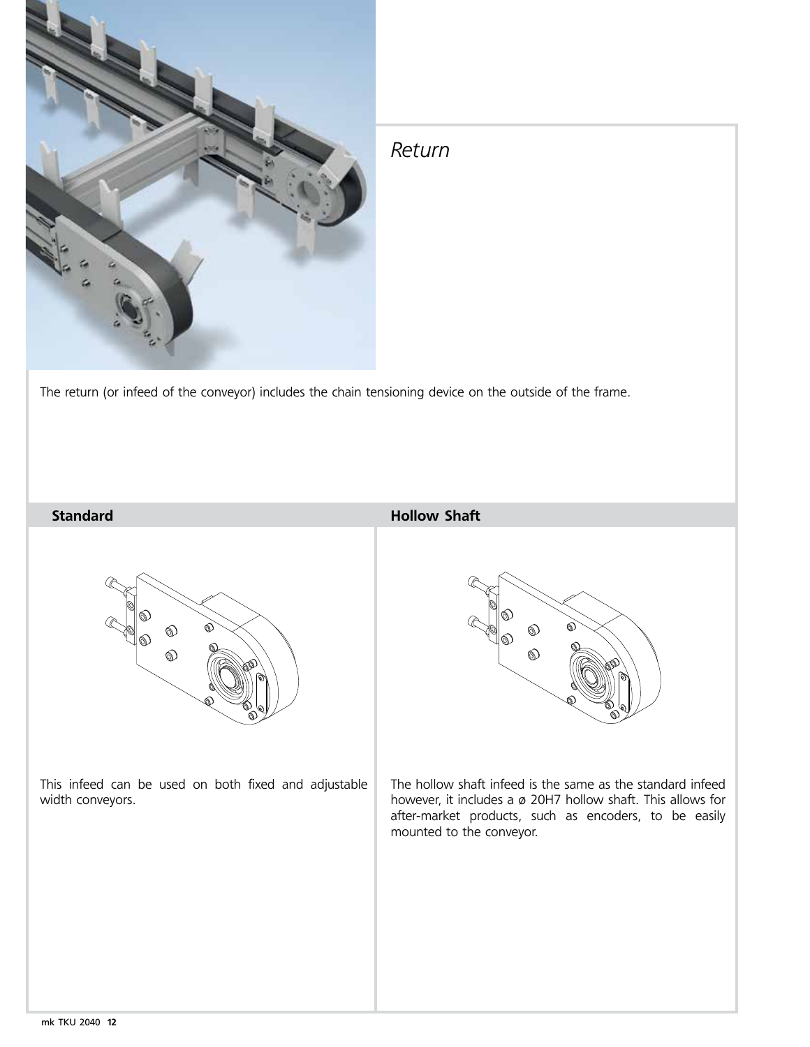*Return*

The return (or infeed of the conveyor) includes the chain tensioning device on the outside of the frame.

**Standard**

This infeed can be used on both fixed and adjustable width conveyors.

**Hollow Shaft**

The hollow shaft infeed is the same as the standard infeed however, it includes a ø 20H7 hollow shaft. This allows for after-market products, such as encoders, to be easily mounted to the conveyor.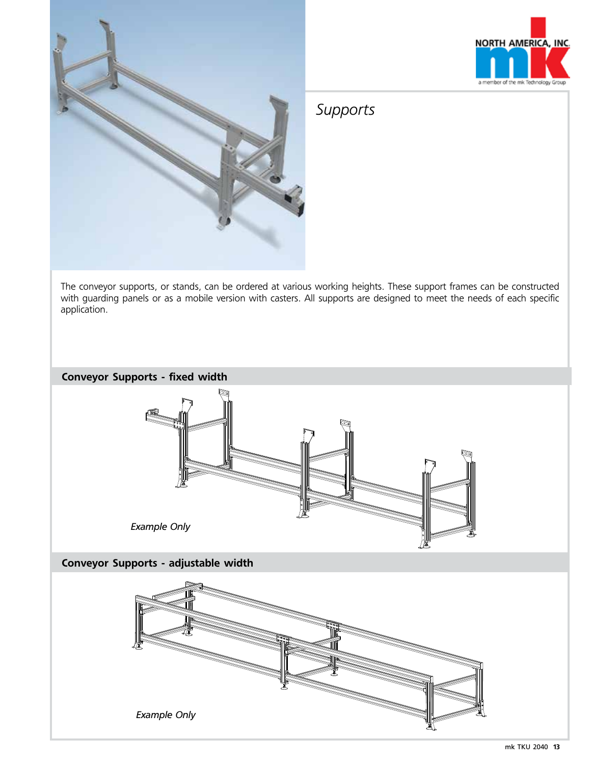# Supports

The conveyor supports, or stands, can be ordered at various working heights. These support frames can be constructed with guarding panels or as a mobile version with casters. All supports are designed to meet the needs of each specific application.

## Conveyor Supports - fixed width

*Example Only*

## Conveyor Supports - adjustable width

*Example Only*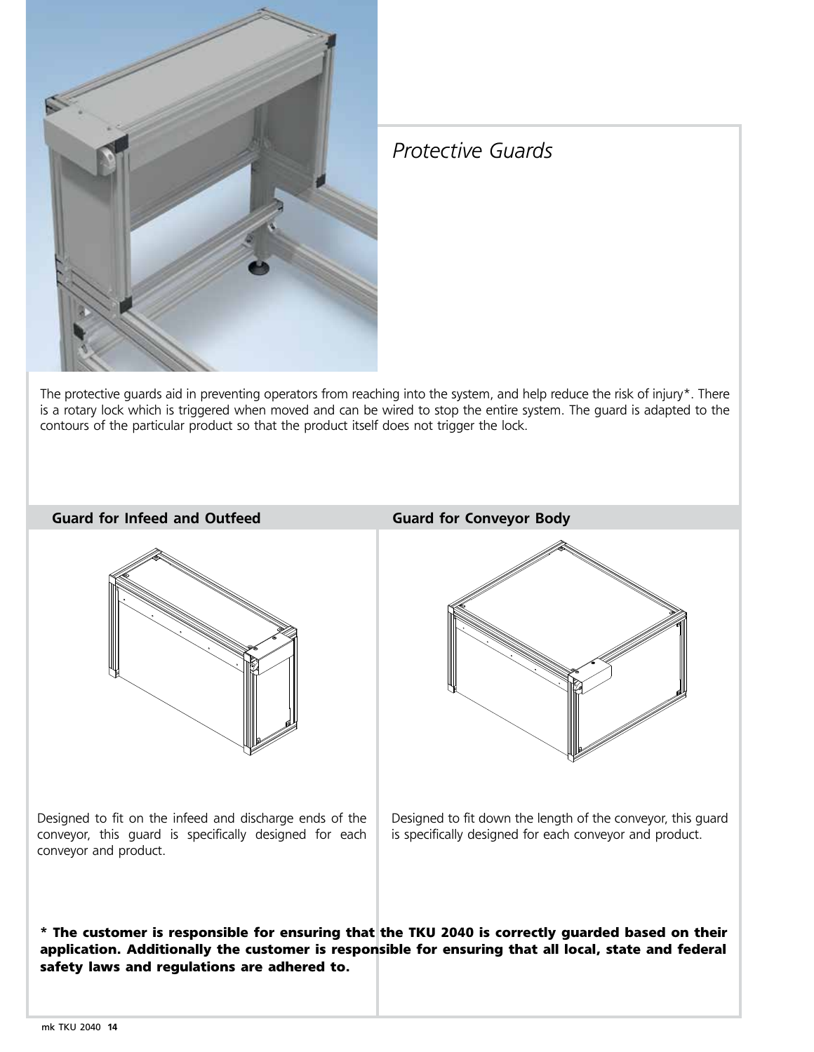# *Protective Guards*

The protective guards aid in preventing operators from reaching into the system, and help reduce the risk of injury*. There is a rotary lock which is triggered when moved and can be wired to stop the entire system. The guard is adapted to the contours of the particular product so that the product itself does not trigger the lock.

## Guard for Infeed and Outfeed

Designed to fit on the infeed and discharge ends of the conveyor, this guard is specifically designed for each conveyor and product.

## Guard for Conveyor Body

Designed to fit down the length of the conveyor, this guard is specifically designed for each conveyor and product.

**\* The customer is responsible for ensuring that the TKU 2040 is correctly guarded based on their application. Additionally the customer is responsible for ensuring that all local, state and federal safety laws and regulations are adhered to.**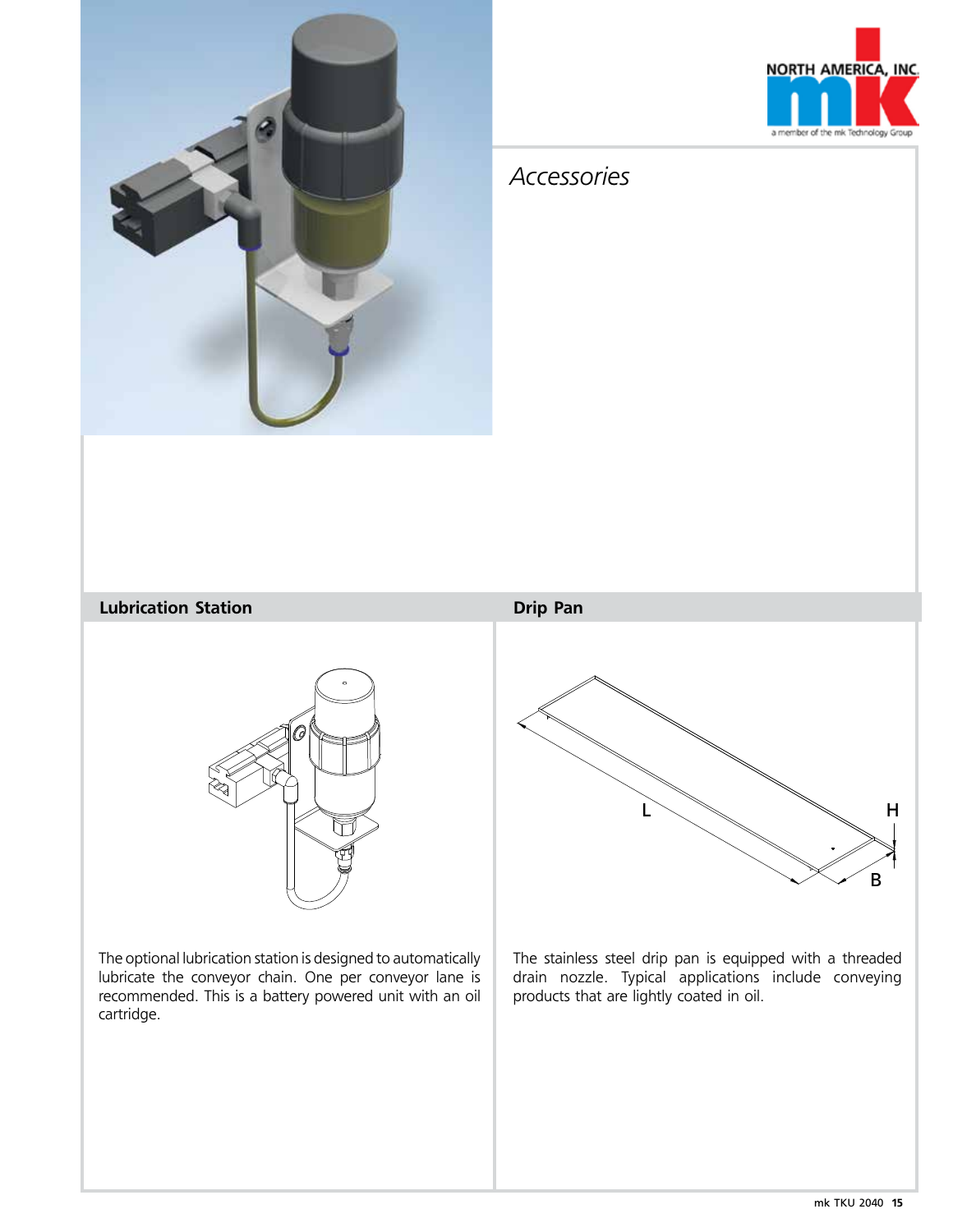# Accessories

## Lubrication Station

The optional lubrication station is designed to automatically lubricate the conveyor chain. One per conveyor lane is recommended. This is a battery powered unit with an oil cartridge.

## Drip Pan

The stainless steel drip pan is equipped with a threaded drain nozzle. Typical applications include conveying products that are lightly coated in oil.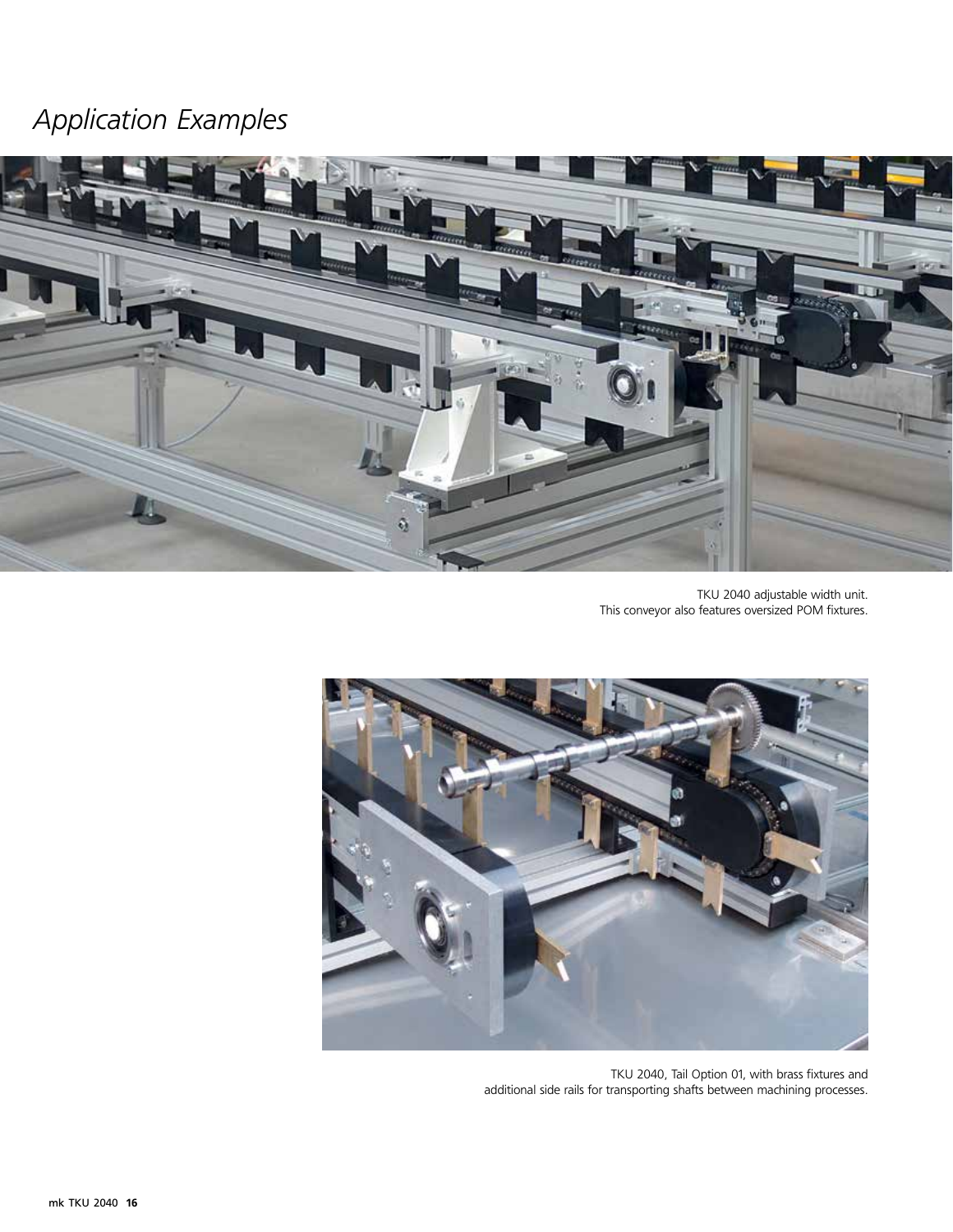# *Application Examples*

TKU 2040 adjustable width unit.
This conveyor also features oversized POM fixtures.

TKU 2040, Tail Option 01, with brass fixtures and
additional side rails for transporting shafts between machining processes.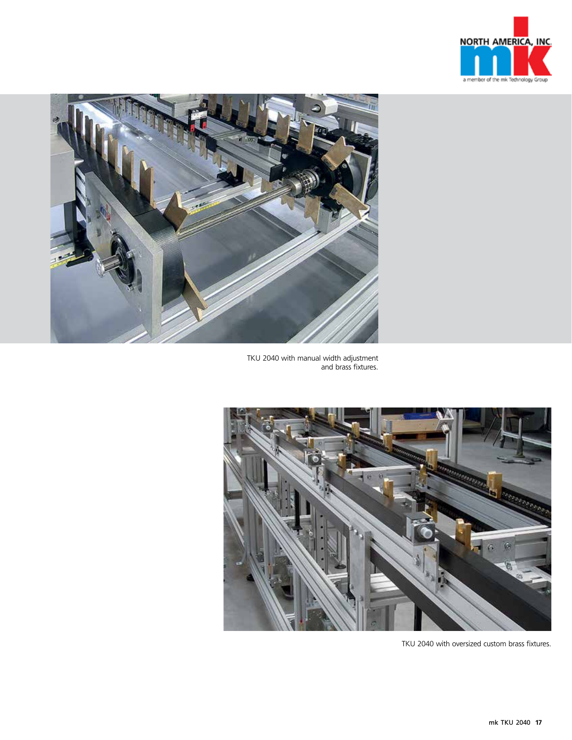TKU 2040 with manual width adjustment and brass fixtures.

TKU 2040 with oversized custom brass fixtures.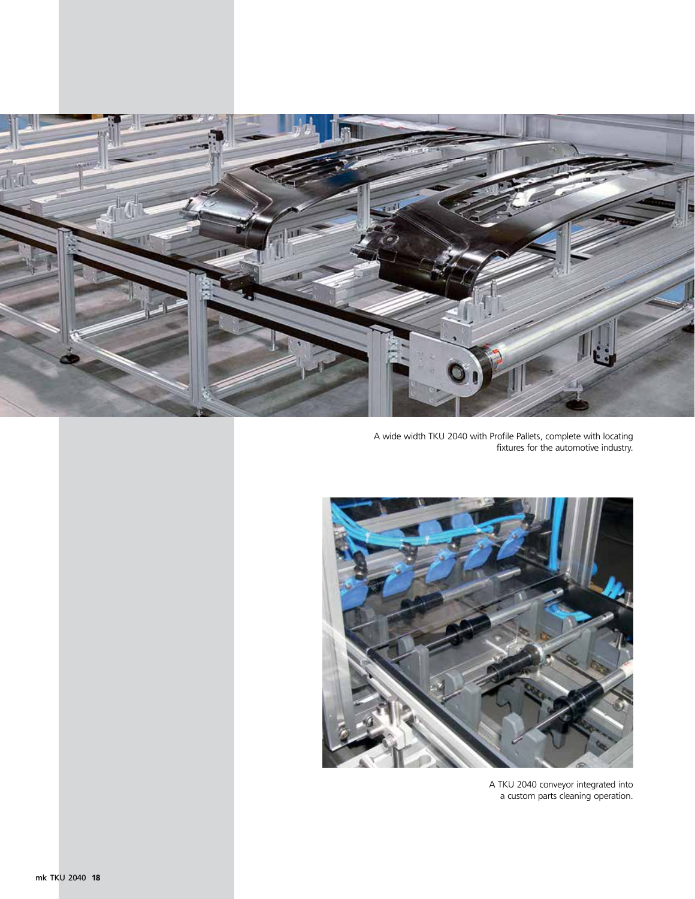A wide width TKU 2040 with Profile Pallets, complete with locating fixtures for the automotive industry.

A TKU 2040 conveyor integrated into a custom parts cleaning operation.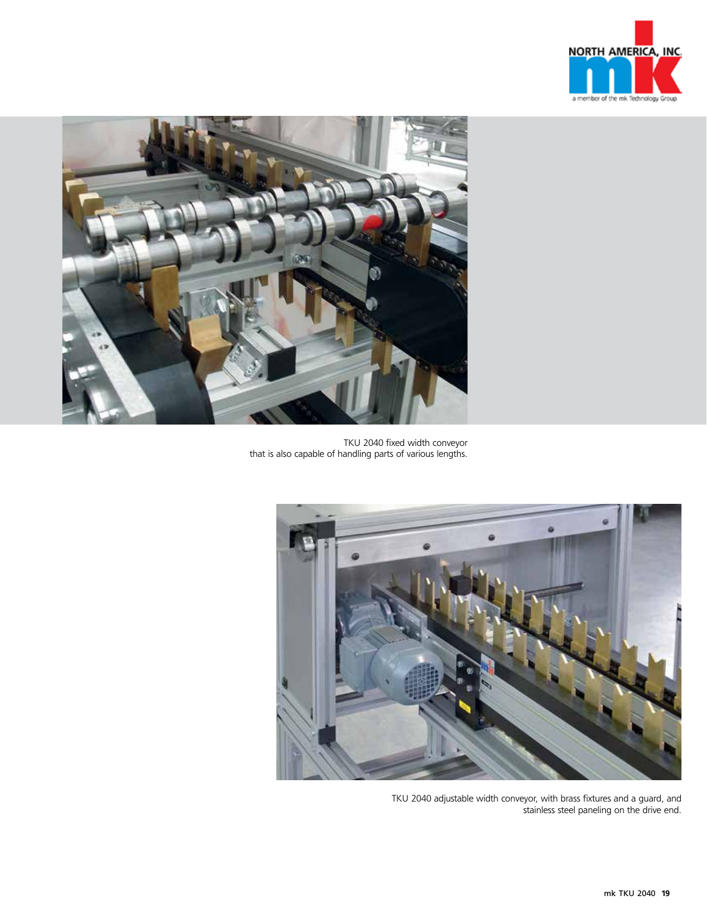TKU 2040 fixed width conveyor that is also capable of handling parts of various lengths.

TKU 2040 adjustable width conveyor, with brass fixtures and a guard, and stainless steel paneling on the drive end.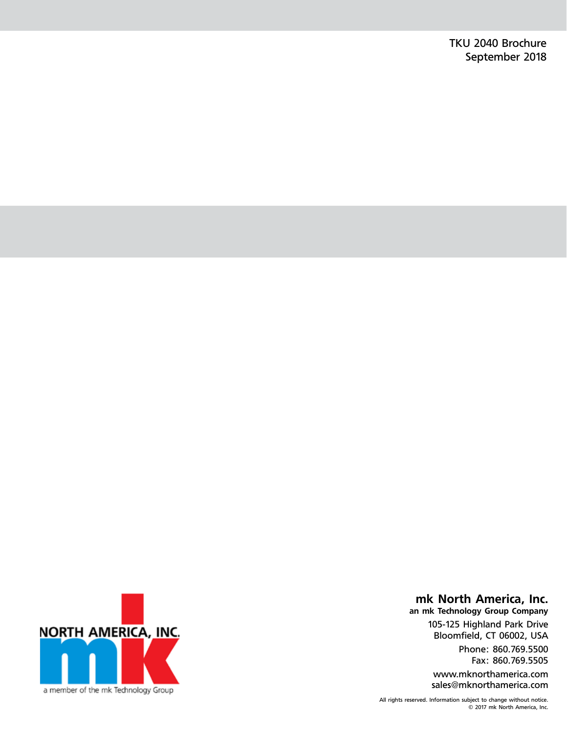TKU 2040 Brochure
September 2018

NORTH AMERICA, INC.

a member of the mk Technology Group

**mk North America, Inc.**
**an mk Technology Group Company**

105-125 Highland Park Drive
Bloomfield, CT 06002, USA

Phone: 860.769.5500
Fax: 860.769.5505

www.mknorthamerica.com
sales@mknorthamerica.com

All rights reserved. Information subject to change without notice.
© 2017 mk North America, Inc.